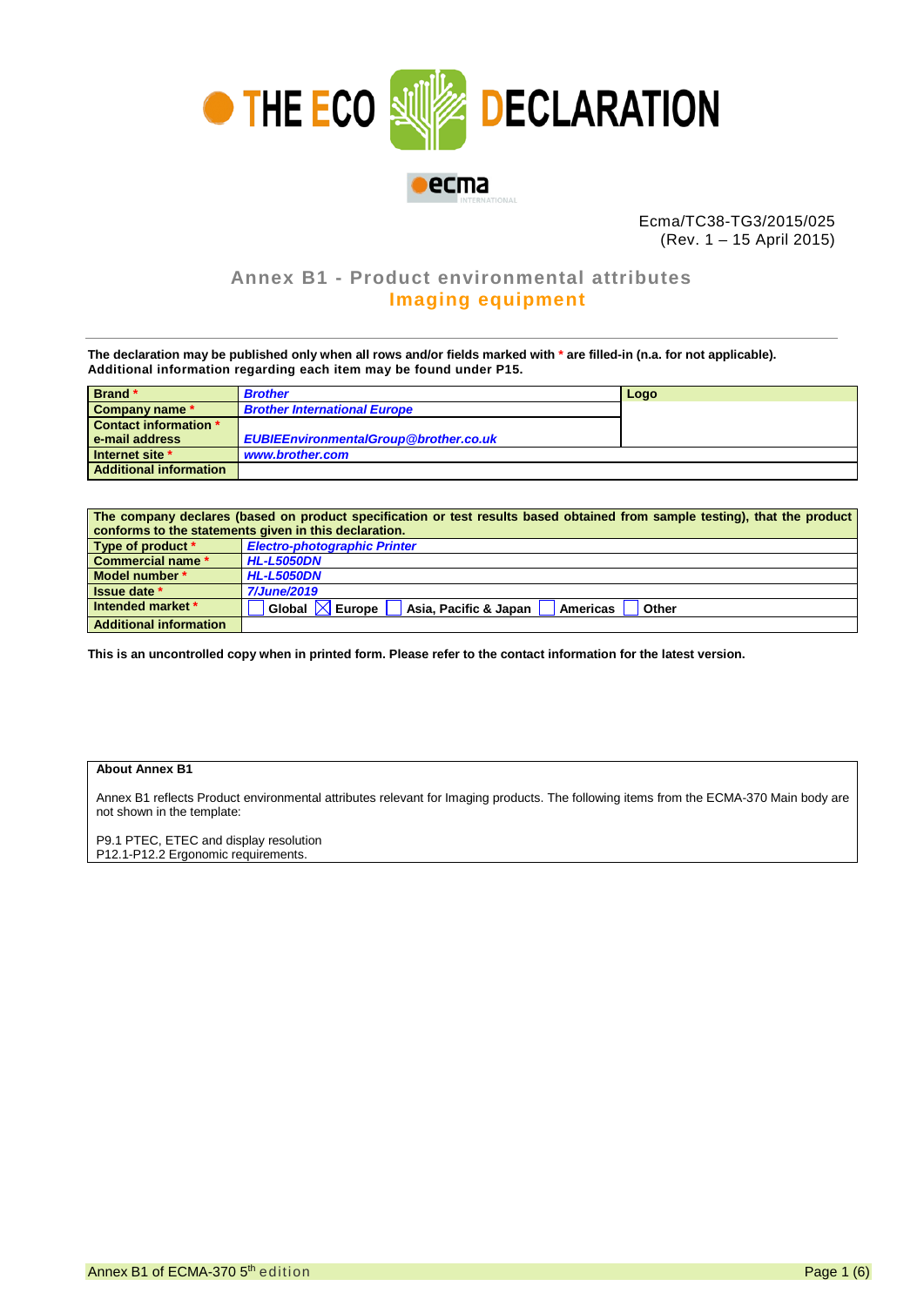# THE ECO DECLARATION

ecma INTERNATIONAL

Ecma/TC38-TG3/2015/025
(Rev. 1 – 15 April 2015)

## Annex B1 - Product environmental attributes
## Imaging equipment

**The declaration may be published only when all rows and/or fields marked with * are filled-in (n.a. for not applicable). Additional information regarding each item may be found under P15.**

| Brand * | *Brother* | Logo |
|---|---|---|
| Company name * | *Brother International Europe* | |
| Contact information * e-mail address | *EUBIEEnvironmentalGroup@brother.co.uk* | |
| Internet site * | *www.brother.com* | |
| Additional information | | |

| The company declares (based on product specification or test results based obtained from sample testing), that the product conforms to the statements given in this declaration. | |
|---|---|
| Type of product * | *Electro-photographic Printer* |
| Commercial name * | *HL-L5050DN* |
| Model number * | *HL-L5050DN* |
| Issue date * | *7/June/2019* |
| Intended market * | ☐ Global ☒ Europe ☐ Asia, Pacific & Japan ☐ Americas ☐ Other |
| Additional information | |

**This is an uncontrolled copy when in printed form. Please refer to the contact information for the latest version.**

**About Annex B1**

Annex B1 reflects Product environmental attributes relevant for Imaging products. The following items from the ECMA-370 Main body are not shown in the template:

P9.1 PTEC, ETEC and display resolution
P12.1-P12.2 Ergonomic requirements.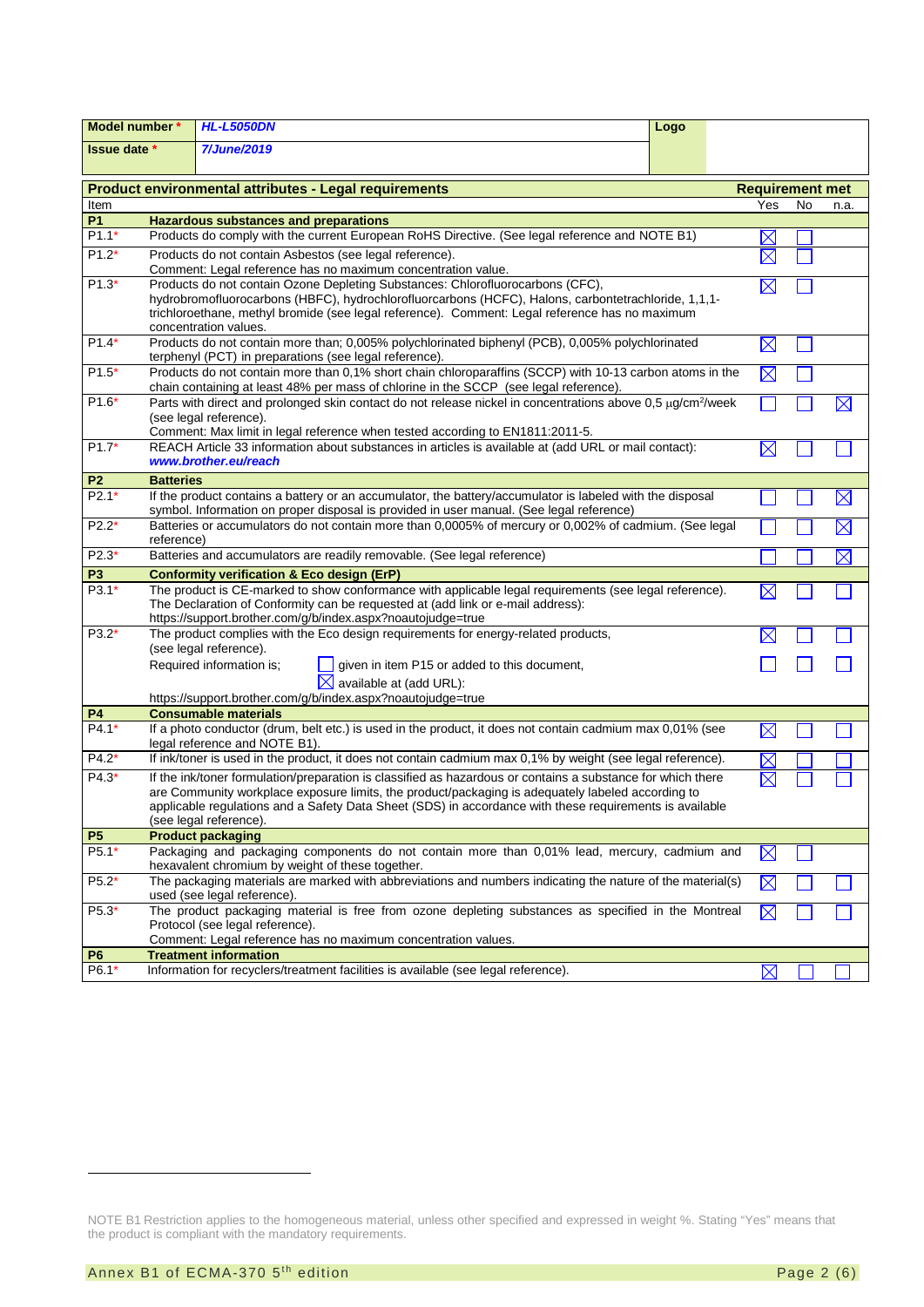| Model number * | *HL-L5050DN* | Logo |
|---|---|---|
| Issue date * | *7/June/2019* | |

| Item | Product environmental attributes - Legal requirements | Yes | No | n.a. |
|---|---|---|---|---|
| **P1** | **Hazardous substances and preparations** | | | |
| P1.1* | Products do comply with the current European RoHS Directive. (See legal reference and NOTE B1) | ☒ | ☐ | |
| P1.2* | Products do not contain Asbestos (see legal reference). Comment: Legal reference has no maximum concentration value. | ☒ | ☐ | |
| P1.3* | Products do not contain Ozone Depleting Substances: Chlorofluorocarbons (CFC), hydrobromofluorocarbons (HBFC), hydrochlorofluorcarbons (HCFC), Halons, carbontetrachloride, 1,1,1-trichloroethane, methyl bromide (see legal reference). Comment: Legal reference has no maximum concentration values. | ☒ | ☐ | |
| P1.4* | Products do not contain more than; 0,005% polychlorinated biphenyl (PCB), 0,005% polychlorinated terphenyl (PCT) in preparations (see legal reference). | ☒ | ☐ | |
| P1.5* | Products do not contain more than 0,1% short chain chloroparaffins (SCCP) with 10-13 carbon atoms in the chain containing at least 48% per mass of chlorine in the SCCP (see legal reference). | ☒ | ☐ | |
| P1.6* | Parts with direct and prolonged skin contact do not release nickel in concentrations above 0,5 μg/cm²/week (see legal reference). Comment: Max limit in legal reference when tested according to EN1811:2011-5. | ☐ | ☐ | ☒ |
| P1.7* | REACH Article 33 information about substances in articles is available at (add URL or mail contact): ***www.brother.eu/reach*** | ☒ | ☐ | ☐ |
| **P2** | **Batteries** | | | |
| P2.1* | If the product contains a battery or an accumulator, the battery/accumulator is labeled with the disposal symbol. Information on proper disposal is provided in user manual. (See legal reference) | ☐ | ☐ | ☒ |
| P2.2* | Batteries or accumulators do not contain more than 0,0005% of mercury or 0,002% of cadmium. (See legal reference) | ☐ | ☐ | ☒ |
| P2.3* | Batteries and accumulators are readily removable. (See legal reference) | ☐ | ☐ | ☒ |
| **P3** | **Conformity verification & Eco design (ErP)** | | | |
| P3.1* | The product is CE-marked to show conformance with applicable legal requirements (see legal reference). The Declaration of Conformity can be requested at (add link or e-mail address): https://support.brother.com/g/b/index.aspx?noautojudge=true | ☒ | ☐ | ☐ |
| P3.2* | The product complies with the Eco design requirements for energy-related products, (see legal reference). | ☒ | ☐ | ☐ |
| | Required information is; ☐ given in item P15 or added to this document, ☒ available at (add URL): https://support.brother.com/g/b/index.aspx?noautojudge=true | ☐ | ☐ | ☐ |
| **P4** | **Consumable materials** | | | |
| P4.1* | If a photo conductor (drum, belt etc.) is used in the product, it does not contain cadmium max 0,01% (see legal reference and NOTE B1). | ☒ | ☐ | ☐ |
| P4.2* | If ink/toner is used in the product, it does not contain cadmium max 0,1% by weight (see legal reference). | ☒ | ☐ | ☐ |
| P4.3* | If the ink/toner formulation/preparation is classified as hazardous or contains a substance for which there are Community workplace exposure limits, the product/packaging is adequately labeled according to applicable regulations and a Safety Data Sheet (SDS) in accordance with these requirements is available (see legal reference). | ☒ | ☐ | ☐ |
| **P5** | **Product packaging** | | | |
| P5.1* | Packaging and packaging components do not contain more than 0,01% lead, mercury, cadmium and hexavalent chromium by weight of these together. | ☒ | ☐ | |
| P5.2* | The packaging materials are marked with abbreviations and numbers indicating the nature of the material(s) used (see legal reference). | ☒ | ☐ | ☐ |
| P5.3* | The product packaging material is free from ozone depleting substances as specified in the Montreal Protocol (see legal reference). Comment: Legal reference has no maximum concentration values. | ☒ | ☐ | ☐ |
| **P6** | **Treatment information** | | | |
| P6.1* | Information for recyclers/treatment facilities is available (see legal reference). | ☒ | ☐ | ☐ |

NOTE B1 Restriction applies to the homogeneous material, unless other specified and expressed in weight %. Stating "Yes" means that the product is compliant with the mandatory requirements.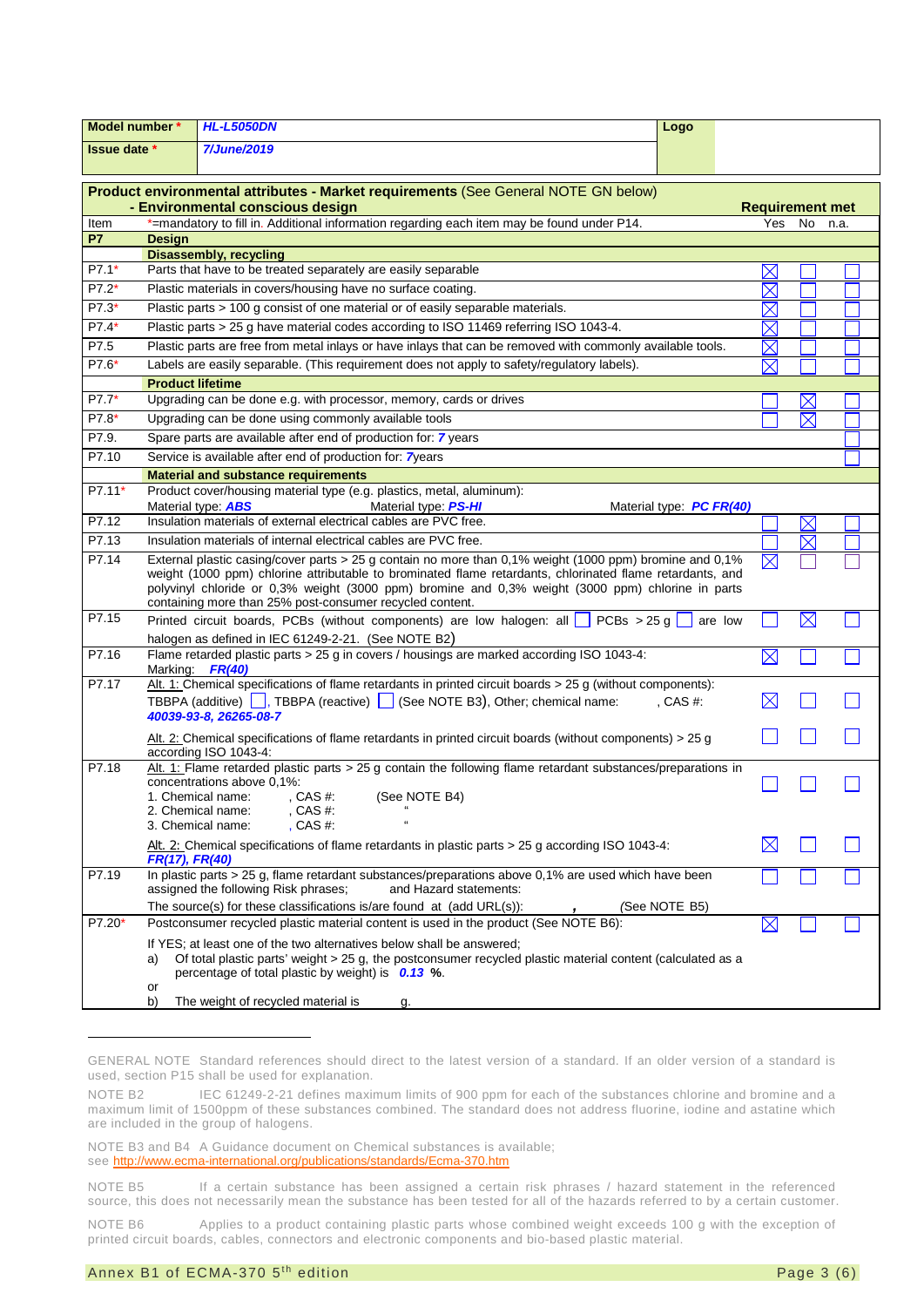| Model number * | HL-L5050DN | Logo | |
|---|---|---|---|
| Issue date * | 7/June/2019 | | |

**Product environmental attributes - Market requirements** (See General NOTE GN below)
**- Environmental conscious design**

| Item | *=mandatory to fill in. Additional information regarding each item may be found under P14. | Yes | No | n.a. |
|---|---|---|---|---|
| **P7** | **Design** | | | |
| | **Disassembly, recycling** | | | |
| P7.1* | Parts that have to be treated separately are easily separable | ☒ | ☐ | ☐ |
| P7.2* | Plastic materials in covers/housing have no surface coating. | ☒ | ☐ | ☐ |
| P7.3* | Plastic parts > 100 g consist of one material or of easily separable materials. | ☒ | ☐ | ☐ |
| P7.4* | Plastic parts > 25 g have material codes according to ISO 11469 referring ISO 1043-4. | ☒ | ☐ | ☐ |
| P7.5 | Plastic parts are free from metal inlays or have inlays that can be removed with commonly available tools. | ☒ | ☐ | ☐ |
| P7.6* | Labels are easily separable. (This requirement does not apply to safety/regulatory labels). | ☒ | ☐ | ☐ |
| | **Product lifetime** | | | |
| P7.7* | Upgrading can be done e.g. with processor, memory, cards or drives | ☐ | ☒ | ☐ |
| P7.8* | Upgrading can be done using commonly available tools | ☐ | ☒ | ☐ |
| P7.9. | Spare parts are available after end of production for: *7* years | | | ☐ |
| P7.10 | Service is available after end of production for: *7*years | | | ☐ |
| | **Material and substance requirements** | | | |
| P7.11* | Product cover/housing material type (e.g. plastics, metal, aluminum):<br>Material type: *ABS* Material type: *PS-HI* Material type: *PC FR(40)* | | | |
| P7.12 | Insulation materials of external electrical cables are PVC free. | ☐ | ☒ | ☐ |
| P7.13 | Insulation materials of internal electrical cables are PVC free. | ☐ | ☒ | ☐ |
| P7.14 | External plastic casing/cover parts > 25 g contain no more than 0,1% weight (1000 ppm) bromine and 0,1% weight (1000 ppm) chlorine attributable to brominated flame retardants, chlorinated flame retardants, and polyvinyl chloride or 0,3% weight (3000 ppm) bromine and 0,3% weight (3000 ppm) chlorine in parts containing more than 25% post-consumer recycled content. | ☒ | ☐ | ☐ |
| P7.15 | Printed circuit boards, PCBs (without components) are low halogen: all ☐ PCBs > 25 g ☐ are low halogen as defined in IEC 61249-2-21. (See NOTE B2) | ☐ | ☒ | ☐ |
| P7.16 | Flame retarded plastic parts > 25 g in covers / housings are marked according ISO 1043-4:<br>Marking: *FR(40)* | ☒ | ☐ | ☐ |
| P7.17 | Alt. 1: Chemical specifications of flame retardants in printed circuit boards > 25 g (without components):<br>TBBPA (additive) ☐, TBBPA (reactive) ☐ (See NOTE B3), Other; chemical name: , CAS #: *40039-93-8, 26265-08-7* | ☒ | ☐ | ☐ |
| | Alt. 2: Chemical specifications of flame retardants in printed circuit boards (without components) > 25 g according ISO 1043-4: | ☐ | ☐ | ☐ |
| P7.18 | Alt. 1: Flame retarded plastic parts > 25 g contain the following flame retardant substances/preparations in concentrations above 0,1%:<br>1. Chemical name: , CAS #: (See NOTE B4)<br>2. Chemical name: , CAS #: "<br>3. Chemical name: , CAS #: " | ☐ | ☐ | ☐ |
| | Alt. 2: Chemical specifications of flame retardants in plastic parts > 25 g according ISO 1043-4:<br>*FR(17), FR(40)* | ☒ | ☐ | ☐ |
| P7.19 | In plastic parts > 25 g, flame retardant substances/preparations above 0,1% are used which have been assigned the following Risk phrases; and Hazard statements:<br>The source(s) for these classifications is/are found at (add URL(s)): , (See NOTE B5) | ☐ | ☐ | ☐ |
| P7.20* | Postconsumer recycled plastic material content is used in the product (See NOTE B6):<br>If YES; at least one of the two alternatives below shall be answered;<br>a) Of total plastic parts' weight > 25 g, the postconsumer recycled plastic material content (calculated as a percentage of total plastic by weight) is *0.13* **%**.<br>or<br>b) The weight of recycled material is g. | ☒ | ☐ | ☐ |

GENERAL NOTE Standard references should direct to the latest version of a standard. If an older version of a standard is used, section P15 shall be used for explanation.

NOTE B2 IEC 61249-2-21 defines maximum limits of 900 ppm for each of the substances chlorine and bromine and a maximum limit of 1500ppm of these substances combined. The standard does not address fluorine, iodine and astatine which are included in the group of halogens.

NOTE B3 and B4 A Guidance document on Chemical substances is available;
see http://www.ecma-international.org/publications/standards/Ecma-370.htm

NOTE B5 If a certain substance has been assigned a certain risk phrases / hazard statement in the referenced source, this does not necessarily mean the substance has been tested for all of the hazards referred to by a certain customer.

NOTE B6 Applies to a product containing plastic parts whose combined weight exceeds 100 g with the exception of printed circuit boards, cables, connectors and electronic components and bio-based plastic material.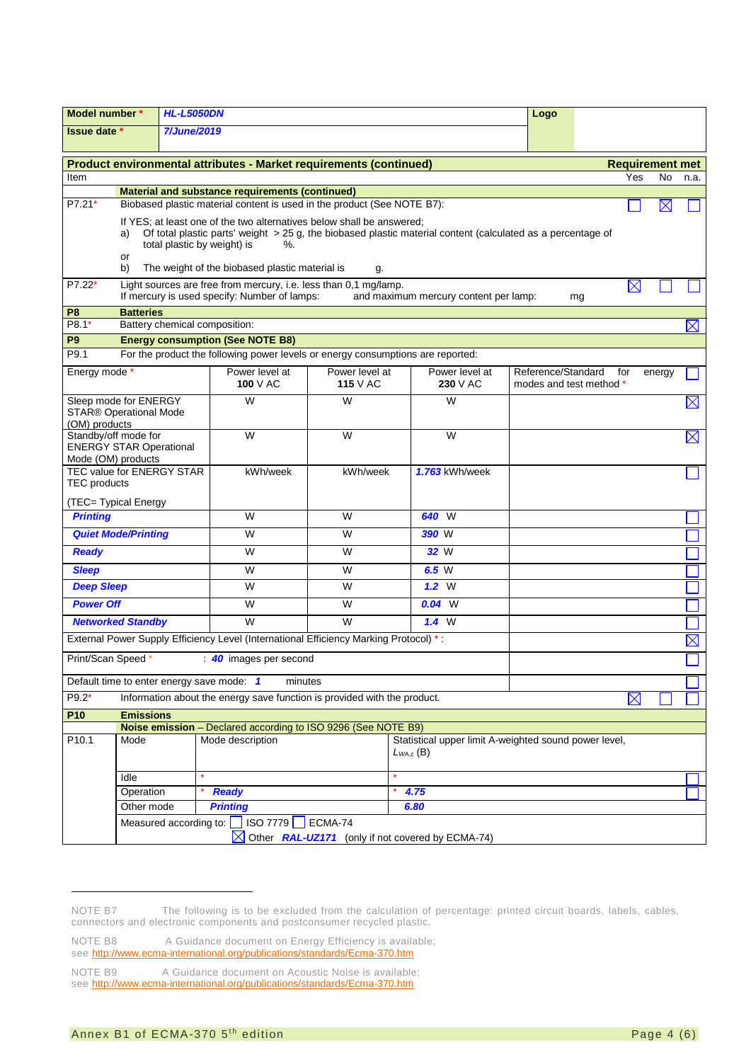| Model number * | HL-L5050DN | Logo |
|---|---|---|
| Issue date * | 7/June/2019 | |

**Product environmental attributes - Market requirements (continued)** — **Requirement met**

| Item | | Yes | No | n.a. |
|---|---|---|---|---|
| | **Material and substance requirements (continued)** | | | |
| P7.21* | Biobased plastic material content is used in the product (See NOTE B7): | ☐ | ☒ | ☐ |
| | If YES; at least one of the two alternatives below shall be answered;<br>a) Of total plastic parts' weight > 25 g, the biobased plastic material content (calculated as a percentage of total plastic by weight) is %.<br>or<br>b) The weight of the biobased plastic material is g. | | | |
| P7.22* | Light sources are free from mercury, i.e. less than 0,1 mg/lamp.<br>If mercury is used specify: Number of lamps: and maximum mercury content per lamp: mg | ☒ | ☐ | ☐ |
| **P8** | **Batteries** | | | |
| P8.1* | Battery chemical composition: | | | ☒ |
| **P9** | **Energy consumption (See NOTE B8)** | | | |
| P9.1 | For the product the following power levels or energy consumptions are reported: | | | |

| Energy mode * | Power level at **100** V AC | Power level at **115** V AC | Power level at **230** V AC | Reference/Standard for energy modes and test method * | |
|---|---|---|---|---|---|
| Sleep mode for ENERGY STAR® Operational Mode (OM) products | W | W | W | | ☒ |
| Standby/off mode for ENERGY STAR Operational Mode (OM) products | W | W | W | | ☒ |
| TEC value for ENERGY STAR TEC products (TEC= Typical Energy | kWh/week | kWh/week | *1.763* kWh/week | | ☐ |
| *Printing* | W | W | *640* W | | ☐ |
| *Quiet Mode/Printing* | W | W | *390* W | | ☐ |
| *Ready* | W | W | *32* W | | ☐ |
| *Sleep* | W | W | *6.5* W | | ☐ |
| *Deep Sleep* | W | W | *1.2* W | | ☐ |
| *Power Off* | W | W | *0.04* W | | ☐ |
| *Networked Standby* | W | W | *1.4* W | | ☐ |
| External Power Supply Efficiency Level (International Efficiency Marking Protocol) * : | | | | | ☒ |
| Print/Scan Speed * : *40* images per second | | | | | ☐ |
| Default time to enter energy save mode: *1* minutes | | | | | ☐ |

| Item | | Yes | No | n.a. |
|---|---|---|---|---|
| P9.2* | Information about the energy save function is provided with the product. | ☒ | ☐ | ☐ |
| **P10** | **Emissions** | | | |
| | **Noise emission** – Declared according to ISO 9296 (See NOTE B9) | | | |

| P10.1 | Mode | Mode description | Statistical upper limit A-weighted sound power level, $L_{WA,c}$ (B) | |
|---|---|---|---|---|
| | Idle | * | * | ☐ |
| | Operation | * *Ready* | * *4.75* | ☐ |
| | Other mode | *Printing* | *6.80* | |
| | Measured according to: ☐ ISO 7779 ☐ ECMA-74<br>☒ Other *RAL-UZ171* (only if not covered by ECMA-74) | | | |

NOTE B7 The following is to be excluded from the calculation of percentage: printed circuit boards, labels, cables, connectors and electronic components and postconsumer recycled plastic.

NOTE B8 A Guidance document on Energy Efficiency is available; see http://www.ecma-international.org/publications/standards/Ecma-370.htm

NOTE B9 A Guidance document on Acoustic Noise is available; see http://www.ecma-international.org/publications/standards/Ecma-370.htm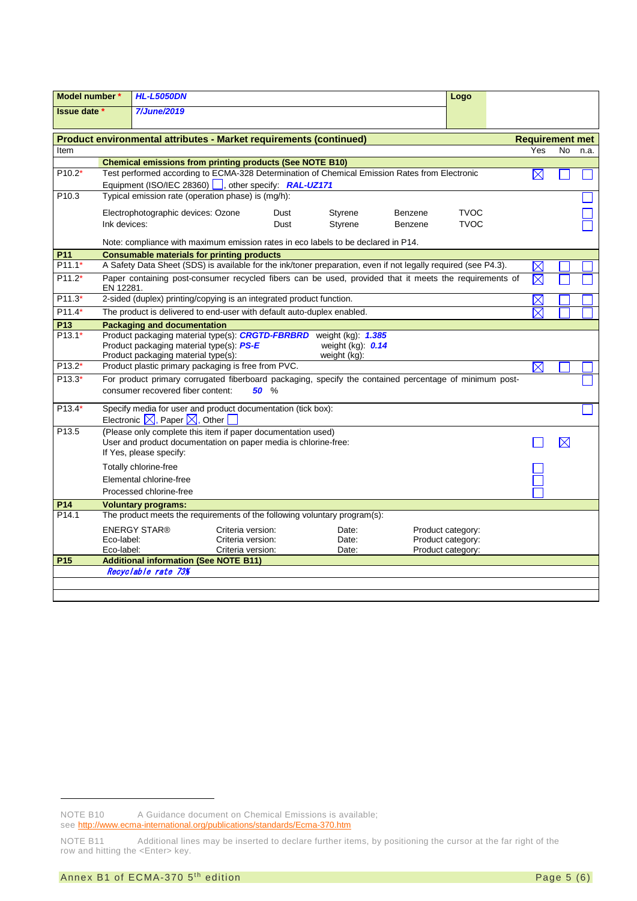| Model number * | HL-L5050DN | Logo |
|---|---|---|
| Issue date * | 7/June/2019 | |

| Product environmental attributes - Market requirements (continued) | | Requirement met | | |
|---|---|---|---|---|
| Item | | Yes | No | n.a. |
| | **Chemical emissions from printing products (See NOTE B10)** | | | |
| P10.2* | Test performed according to ECMA-328 Determination of Chemical Emission Rates from Electronic Equipment (ISO/IEC 28360) ☐, other specify: ***RAL-UZ171*** | ☒ | ☐ | ☐ |
| P10.3 | Typical emission rate (operation phase) is (mg/h): | | | ☐ |
| | Electrophotographic devices: Ozone Dust Styrene Benzene TVOC | | | ☐ |
| | Ink devices: Dust Styrene Benzene TVOC | | | ☐ |
| | Note: compliance with maximum emission rates in eco labels to be declared in P14. | | | |
| **P11** | **Consumable materials for printing products** | | | |
| P11.1* | A Safety Data Sheet (SDS) is available for the ink/toner preparation, even if not legally required (see P4.3). | ☒ | ☐ | ☐ |
| P11.2* | Paper containing post-consumer recycled fibers can be used, provided that it meets the requirements of EN 12281. | ☒ | ☐ | ☐ |
| P11.3* | 2-sided (duplex) printing/copying is an integrated product function. | ☒ | ☐ | ☐ |
| P11.4* | The product is delivered to end-user with default auto-duplex enabled. | ☒ | ☐ | ☐ |
| **P13** | **Packaging and documentation** | | | |
| P13.1* | Product packaging material type(s): ***CRGTD-FBRBRD*** weight (kg): ***1.385***<br>Product packaging material type(s): ***PS-E*** weight (kg): ***0.14***<br>Product packaging material type(s): weight (kg): | | | |
| P13.2* | Product plastic primary packaging is free from PVC. | ☒ | ☐ | ☐ |
| P13.3* | For product primary corrugated fiberboard packaging, specify the contained percentage of minimum post-consumer recovered fiber content: ***50*** % | | | ☐ |
| P13.4* | Specify media for user and product documentation (tick box):<br>Electronic ☒, Paper ☒, Other ☐ | | | ☐ |
| P13.5 | (Please only complete this item if paper documentation used)<br>User and product documentation on paper media is chlorine-free:<br>If Yes, please specify: | ☐ | ☒ | |
| | Totally chlorine-free | ☐ | | |
| | Elemental chlorine-free | ☐ | | |
| | Processed chlorine-free | ☐ | | |
| **P14** | **Voluntary programs:** | | | |
| P14.1 | The product meets the requirements of the following voluntary program(s): | | | |
| | ENERGY STAR® Criteria version: Date: Product category:<br>Eco-label: Criteria version: Date: Product category:<br>Eco-label: Criteria version: Date: Product category: | | | |
| **P15** | **Additional information (See NOTE B11)** | | | |
| | ***Recyclable rate 73%*** | | | |
| | | | | |
| | | | | |

NOTE B10 A Guidance document on Chemical Emissions is available; see http://www.ecma-international.org/publications/standards/Ecma-370.htm

NOTE B11 Additional lines may be inserted to declare further items, by positioning the cursor at the far right of the row and hitting the <Enter> key.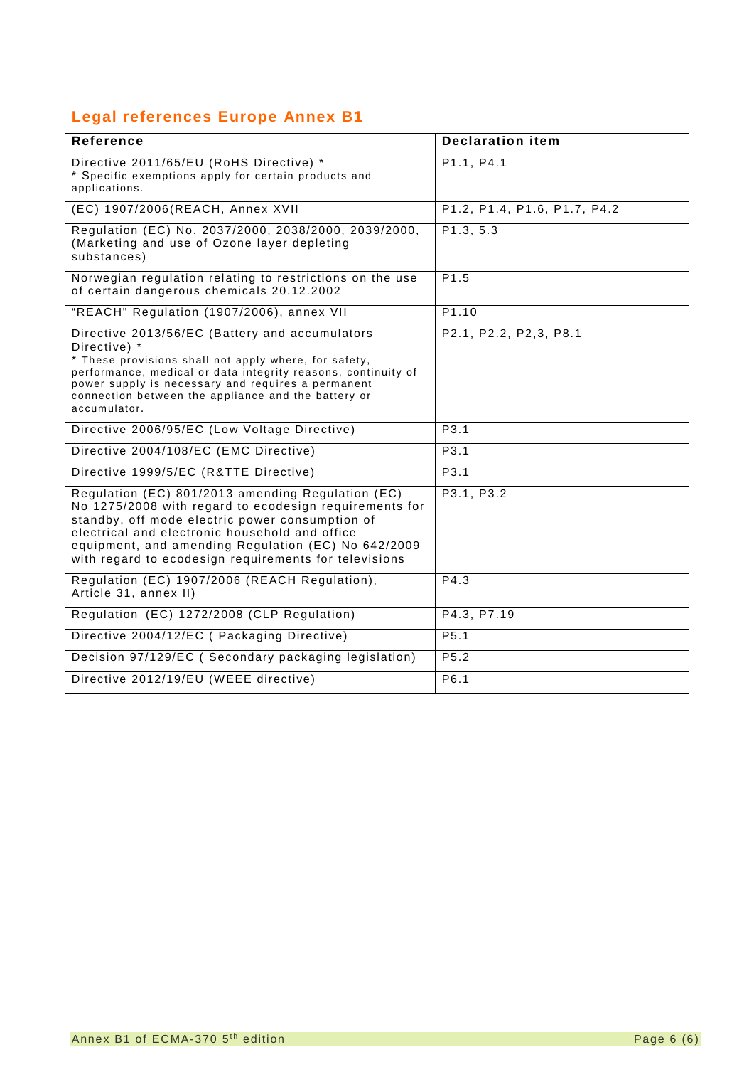## Legal references Europe Annex B1

| Reference | Declaration item |
|---|---|
| Directive 2011/65/EU (RoHS Directive) * <br>* Specific exemptions apply for certain products and applications. | P1.1, P4.1 |
| (EC) 1907/2006(REACH, Annex XVII | P1.2, P1.4, P1.6, P1.7, P4.2 |
| Regulation (EC) No. 2037/2000, 2038/2000, 2039/2000, (Marketing and use of Ozone layer depleting substances) | P1.3, 5.3 |
| Norwegian regulation relating to restrictions on the use of certain dangerous chemicals 20.12.2002 | P1.5 |
| "REACH" Regulation (1907/2006), annex VII | P1.10 |
| Directive 2013/56/EC (Battery and accumulators Directive) * <br>* These provisions shall not apply where, for safety, performance, medical or data integrity reasons, continuity of power supply is necessary and requires a permanent connection between the appliance and the battery or accumulator. | P2.1, P2.2, P2,3, P8.1 |
| Directive 2006/95/EC (Low Voltage Directive) | P3.1 |
| Directive 2004/108/EC (EMC Directive) | P3.1 |
| Directive 1999/5/EC (R&TTE Directive) | P3.1 |
| Regulation (EC) 801/2013 amending Regulation (EC) No 1275/2008 with regard to ecodesign requirements for standby, off mode electric power consumption of electrical and electronic household and office equipment, and amending Regulation (EC) No 642/2009 with regard to ecodesign requirements for televisions | P3.1, P3.2 |
| Regulation (EC) 1907/2006 (REACH Regulation), Article 31, annex II) | P4.3 |
| Regulation (EC) 1272/2008 (CLP Regulation) | P4.3, P7.19 |
| Directive 2004/12/EC ( Packaging Directive) | P5.1 |
| Decision 97/129/EC ( Secondary packaging legislation) | P5.2 |
| Directive 2012/19/EU (WEEE directive) | P6.1 |